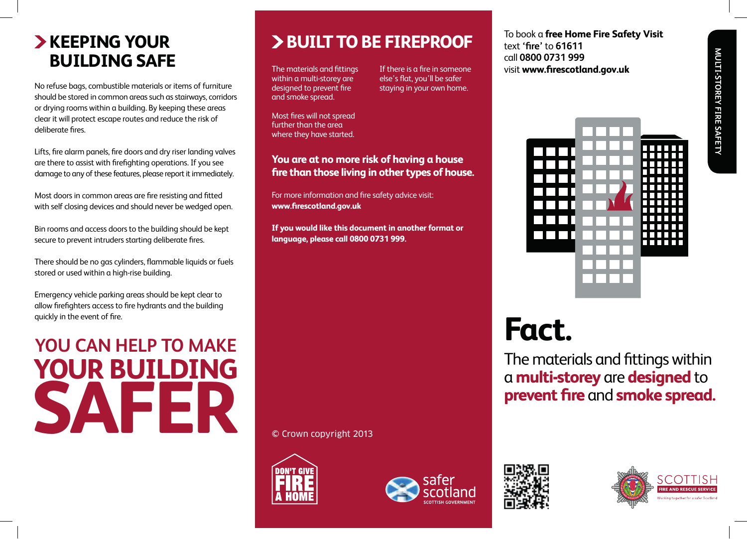## KEEPING YOUR BUILDING SAFE

No refuse bags, combustible materials or items of furniture should be stored in common areas such as stairways, corridors or drying rooms within a building. By keeping these areas clear it will protect escape routes and reduce the risk of deliberate fires.

Lifts, fire alarm panels, fire doors and dry riser landing valves are there to assist with firefighting operations. If you see damage to any of these features, please report it immediately.

Most doors in common areas are fire resisting and fitted with self closing devices and should never be wedged open.

Bin rooms and access doors to the building should be kept secure to prevent intruders starting deliberate fires.

There should be no gas cylinders, flammable liquids or fuels stored or used within a high-rise building.

Emergency vehicle parking areas should be kept clear to allow firefighters access to fire hydrants and the building quickly in the event of fire.

**YOU CAN HELP TO MAKE YOUR BUILDING SAFER**

## BUILT TO BE FIREPROOF

The materials and fittings within a multi-storey are designed to prevent fire and smoke spread.

Most fires will not spread further than the area where they have started.

If there is a fire in someone else's flat, you'll be safer staying in your own home.

**You are at no more risk of having a house fire than those living in other types of house.**

For more information and fire safety advice visit:
**www.firescotland.gov.uk**

**If you would like this document in another format or language, please call 0800 0731 999.**

© Crown copyright 2013

DON'T GIVE FIRE A HOME

safer scotland
SCOTTISH GOVERNMENT

To book a **free Home Fire Safety Visit**
text '**fire**' to **61611**
call **0800 0731 999**
visit **www.firescotland.gov.uk**

MULTI-STOREY FIRE SAFETY

# Fact.

The materials and fittings within a **multi-storey** are **designed** to **prevent fire** and **smoke spread.**

SCOTTISH FIRE AND RESCUE SERVICE
Working together for a safer Scotland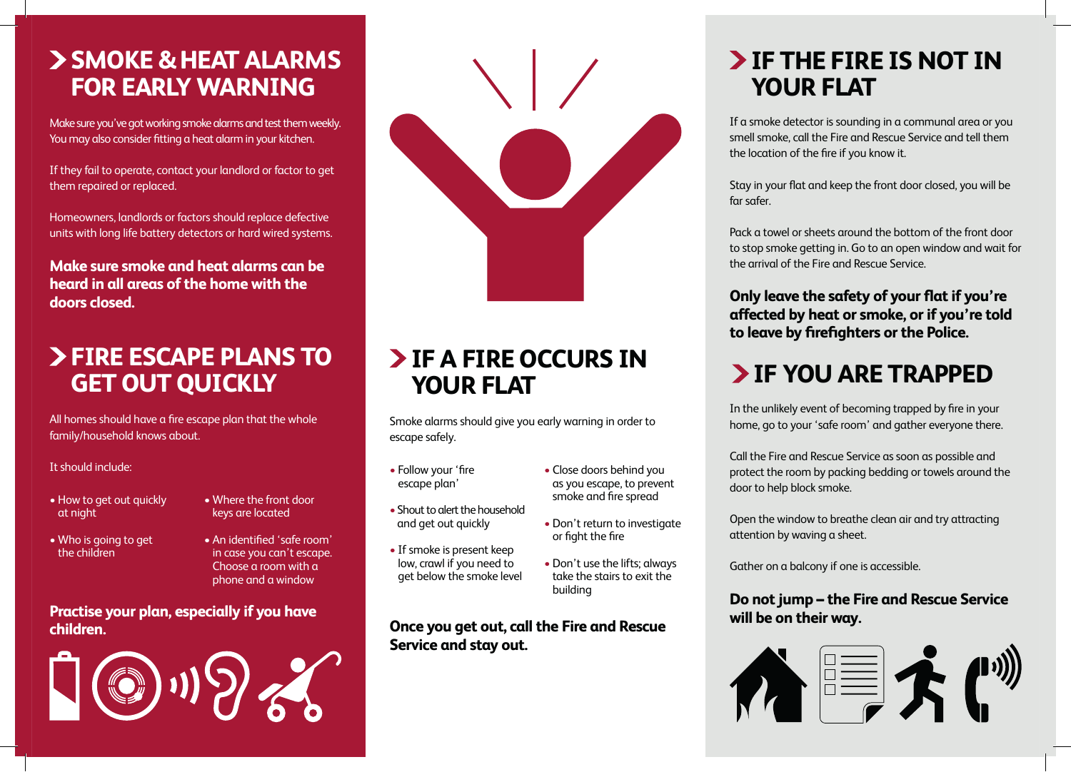## SMOKE & HEAT ALARMS FOR EARLY WARNING

Make sure you've got working smoke alarms and test them weekly. You may also consider fitting a heat alarm in your kitchen.

If they fail to operate, contact your landlord or factor to get them repaired or replaced.

Homeowners, landlords or factors should replace defective units with long life battery detectors or hard wired systems.

**Make sure smoke and heat alarms can be heard in all areas of the home with the doors closed.**

## FIRE ESCAPE PLANS TO GET OUT QUICKLY

All homes should have a fire escape plan that the whole family/household knows about.

It should include:

- How to get out quickly at night
- Who is going to get the children
- Where the front door keys are located
- An identified 'safe room' in case you can't escape. Choose a room with a phone and a window

**Practise your plan, especially if you have children.**

## IF A FIRE OCCURS IN YOUR FLAT

Smoke alarms should give you early warning in order to escape safely.

- Follow your 'fire escape plan'
- Shout to alert the household and get out quickly
- If smoke is present keep low, crawl if you need to get below the smoke level
- Close doors behind you as you escape, to prevent smoke and fire spread
- Don't return to investigate or fight the fire
- Don't use the lifts; always take the stairs to exit the building

**Once you get out, call the Fire and Rescue Service and stay out.**

## IF THE FIRE IS NOT IN YOUR FLAT

If a smoke detector is sounding in a communal area or you smell smoke, call the Fire and Rescue Service and tell them the location of the fire if you know it.

Stay in your flat and keep the front door closed, you will be far safer.

Pack a towel or sheets around the bottom of the front door to stop smoke getting in. Go to an open window and wait for the arrival of the Fire and Rescue Service.

**Only leave the safety of your flat if you're affected by heat or smoke, or if you're told to leave by firefighters or the Police.**

## IF YOU ARE TRAPPED

In the unlikely event of becoming trapped by fire in your home, go to your 'safe room' and gather everyone there.

Call the Fire and Rescue Service as soon as possible and protect the room by packing bedding or towels around the door to help block smoke.

Open the window to breathe clean air and try attracting attention by waving a sheet.

Gather on a balcony if one is accessible.

**Do not jump – the Fire and Rescue Service will be on their way.**